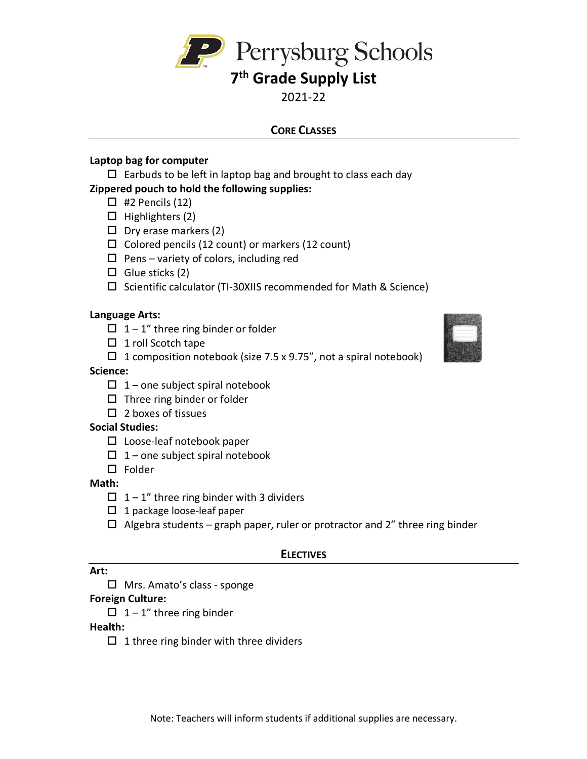# Perrysburg Schools

## 7th Grade Supply List

2021-22

### CORE CLASSES

**Laptop bag for computer**

- ☐ Earbuds to be left in laptop bag and brought to class each day

**Zippered pouch to hold the following supplies:**

- ☐ #2 Pencils (12)
- ☐ Highlighters (2)
- ☐ Dry erase markers (2)
- ☐ Colored pencils (12 count) or markers (12 count)
- ☐ Pens – variety of colors, including red
- ☐ Glue sticks (2)
- ☐ Scientific calculator (TI-30XIIS recommended for Math & Science)

**Language Arts:**

- ☐ 1 – 1" three ring binder or folder
- ☐ 1 roll Scotch tape
- ☐ 1 composition notebook (size 7.5 x 9.75", not a spiral notebook)

**Science:**

- ☐ 1 – one subject spiral notebook
- ☐ Three ring binder or folder
- ☐ 2 boxes of tissues

**Social Studies:**

- ☐ Loose-leaf notebook paper
- ☐ 1 – one subject spiral notebook
- ☐ Folder

**Math:**

- ☐ 1 – 1" three ring binder with 3 dividers
- ☐ 1 package loose-leaf paper
- ☐ Algebra students – graph paper, ruler or protractor and 2" three ring binder

### ELECTIVES

**Art:**

- ☐ Mrs. Amato's class - sponge

**Foreign Culture:**

- ☐ 1 – 1" three ring binder

**Health:**

- ☐ 1 three ring binder with three dividers

Note: Teachers will inform students if additional supplies are necessary.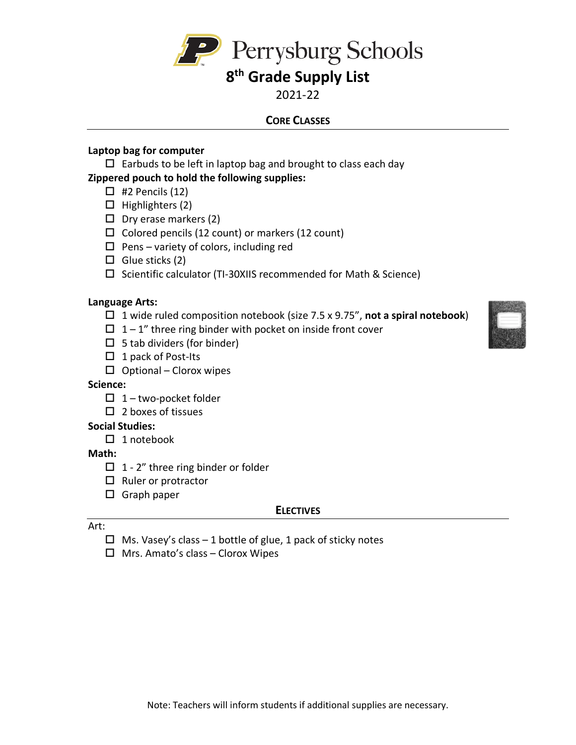# Perrysburg Schools

## 8th Grade Supply List

2021-22

### CORE CLASSES

**Laptop bag for computer**

- ☐ Earbuds to be left in laptop bag and brought to class each day

**Zippered pouch to hold the following supplies:**

- ☐ #2 Pencils (12)
- ☐ Highlighters (2)
- ☐ Dry erase markers (2)
- ☐ Colored pencils (12 count) or markers (12 count)
- ☐ Pens – variety of colors, including red
- ☐ Glue sticks (2)
- ☐ Scientific calculator (TI-30XIIS recommended for Math & Science)

**Language Arts:**

- ☐ 1 wide ruled composition notebook (size 7.5 x 9.75", **not a spiral notebook**)
- ☐ 1 – 1" three ring binder with pocket on inside front cover
- ☐ 5 tab dividers (for binder)
- ☐ 1 pack of Post-Its
- ☐ Optional – Clorox wipes

**Science:**

- ☐ 1 – two-pocket folder
- ☐ 2 boxes of tissues

**Social Studies:**

- ☐ 1 notebook

**Math:**

- ☐ 1 - 2" three ring binder or folder
- ☐ Ruler or protractor
- ☐ Graph paper

### ELECTIVES

Art:

- ☐ Ms. Vasey's class – 1 bottle of glue, 1 pack of sticky notes
- ☐ Mrs. Amato's class – Clorox Wipes

Note: Teachers will inform students if additional supplies are necessary.